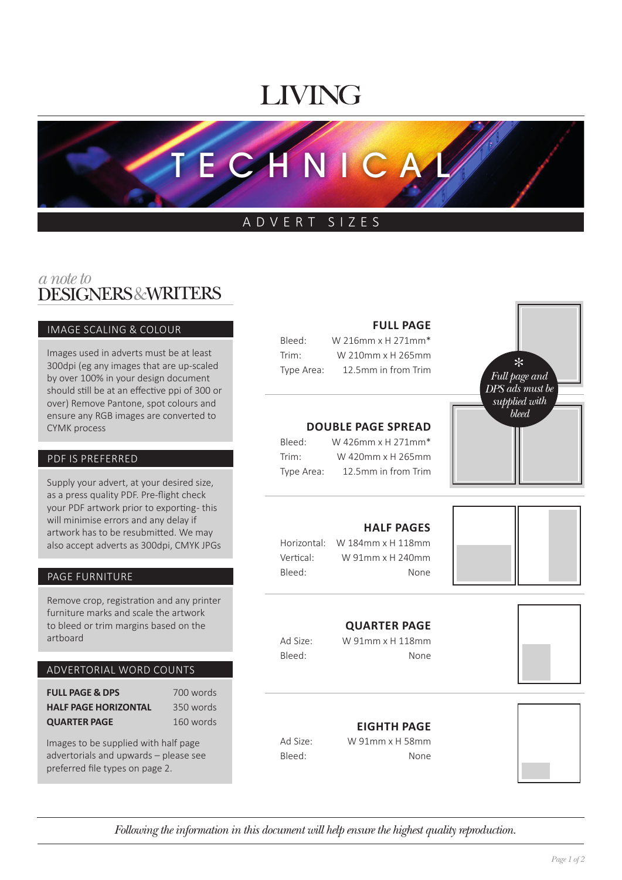# LIVING

## TECHNICAL

### ADVERT SIZES

*a note to*
**DESIGNERS & WRITERS**

#### IMAGE SCALING & COLOUR

Images used in adverts must be at least 300dpi (eg any images that are up-scaled by over 100% in your design document should still be at an effective ppi of 300 or over) Remove Pantone, spot colours and ensure any RGB images are converted to CYMK process

#### PDF IS PREFERRED

Supply your advert, at your desired size, as a press quality PDF. Pre-flight check your PDF artwork prior to exporting- this will minimise errors and any delay if artwork has to be resubmitted. We may also accept adverts as 300dpi, CMYK JPGs

#### PAGE FURNITURE

Remove crop, registration and any printer furniture marks and scale the artwork to bleed or trim margins based on the artboard

#### ADVERTORIAL WORD COUNTS

| | |
|---|---|
| **FULL PAGE & DPS** | 700 words |
| **HALF PAGE HORIZONTAL** | 350 words |
| **QUARTER PAGE** | 160 words |

Images to be supplied with half page advertorials and upwards – please see preferred file types on page 2.

#### FULL PAGE

| | |
|---|---|
| Bleed: | W 216mm x H 271mm* |
| Trim: | W 210mm x H 265mm |
| Type Area: | 12.5mm in from Trim |

*\* Full page and DPS ads must be supplied with bleed*

#### DOUBLE PAGE SPREAD

| | |
|---|---|
| Bleed: | W 426mm x H 271mm* |
| Trim: | W 420mm x H 265mm |
| Type Area: | 12.5mm in from Trim |

#### HALF PAGES

| | |
|---|---|
| Horizontal: | W 184mm x H 118mm |
| Vertical: | W 91mm x H 240mm |
| Bleed: | None |

#### QUARTER PAGE

| | |
|---|---|
| Ad Size: | W 91mm x H 118mm |
| Bleed: | None |

#### EIGHTH PAGE

| | |
|---|---|
| Ad Size: | W 91mm x H 58mm |
| Bleed: | None |

*Following the information in this document will help ensure the highest quality reproduction.*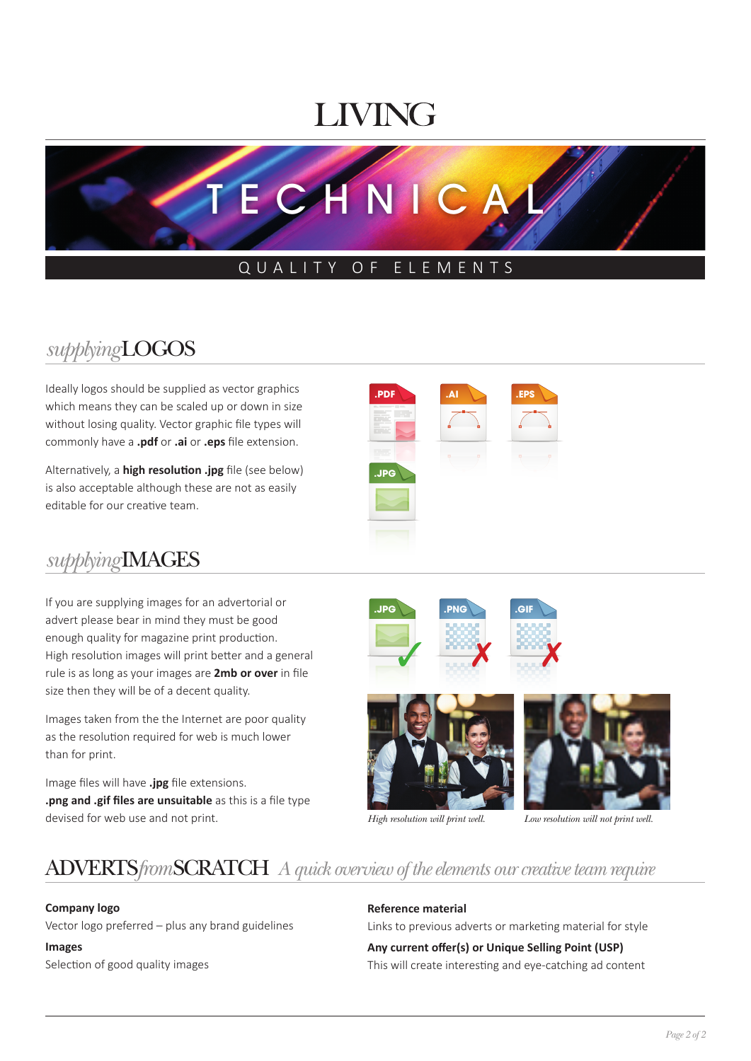# LIVING

# TECHNICAL

QUALITY OF ELEMENTS

## *supplying*LOGOS

Ideally logos should be supplied as vector graphics which means they can be scaled up or down in size without losing quality. Vector graphic file types will commonly have a **.pdf** or **.ai** or **.eps** file extension.

Alternatively, a **high resolution .jpg** file (see below) is also acceptable although these are not as easily editable for our creative team.

.PDF .AI .EPS .JPG

## *supplying*IMAGES

If you are supplying images for an advertorial or advert please bear in mind they must be good enough quality for magazine print production. High resolution images will print better and a general rule is as long as your images are **2mb or over** in file size then they will be of a decent quality.

Images taken from the the Internet are poor quality as the resolution required for web is much lower than for print.

Image files will have **.jpg** file extensions.
**.png and .gif files are unsuitable** as this is a file type devised for web use and not print.

.JPG .PNG .GIF

*High resolution will print well.*

*Low resolution will not print well.*

## ADVERTS*from*SCRATCH *A quick overview of the elements our creative team require*

**Company logo**
Vector logo preferred – plus any brand guidelines

**Images**
Selection of good quality images

**Reference material**
Links to previous adverts or marketing material for style

**Any current offer(s) or Unique Selling Point (USP)**
This will create interesting and eye-catching ad content